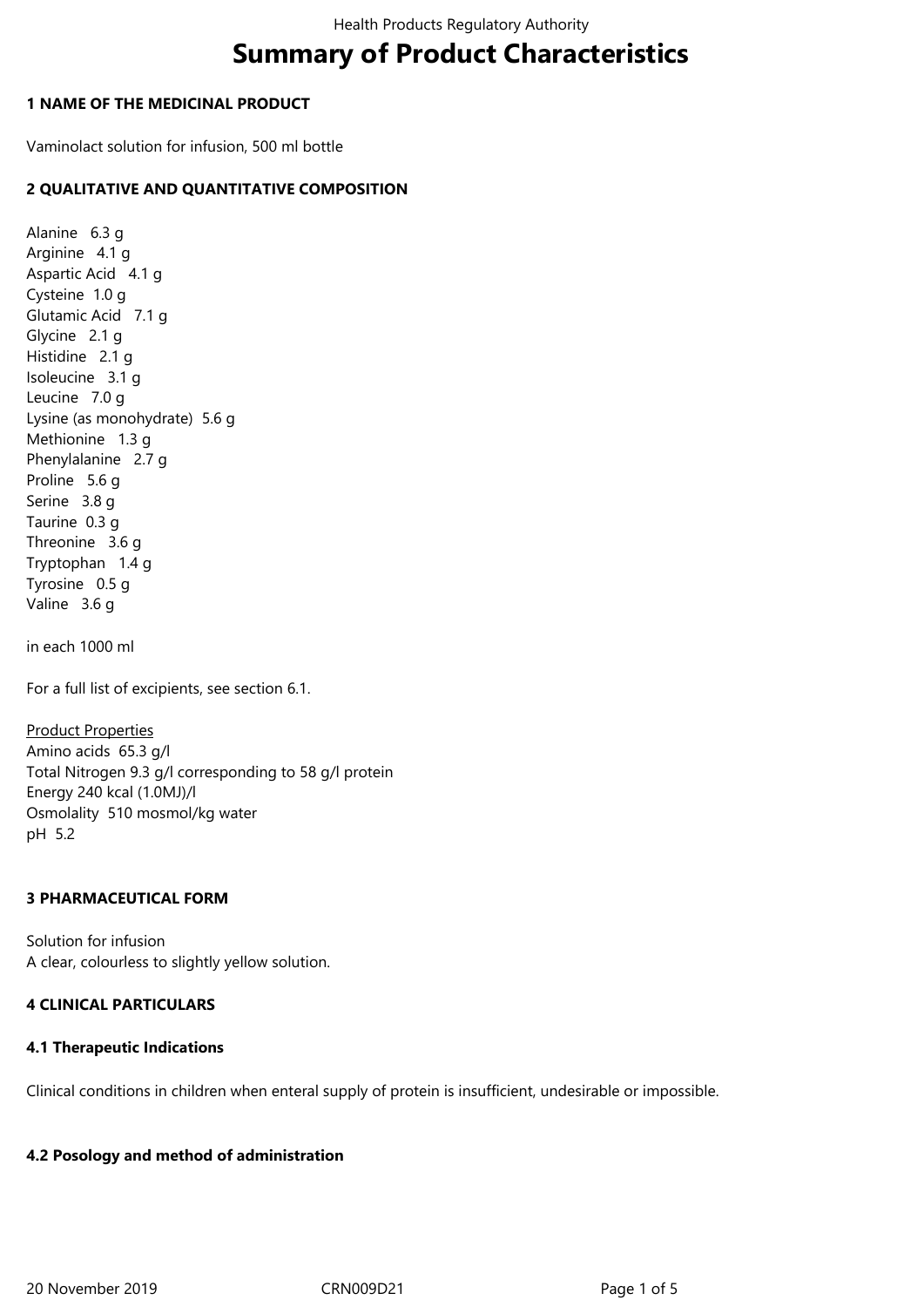# Summary of Product Characteristics

## 1 NAME OF THE MEDICINAL PRODUCT

Vaminolact solution for infusion, 500 ml bottle

## 2 QUALITATIVE AND QUANTITATIVE COMPOSITION

Alanine 6.3 g
Arginine 4.1 g
Aspartic Acid 4.1 g
Cysteine 1.0 g
Glutamic Acid 7.1 g
Glycine 2.1 g
Histidine 2.1 g
Isoleucine 3.1 g
Leucine 7.0 g
Lysine (as monohydrate) 5.6 g
Methionine 1.3 g
Phenylalanine 2.7 g
Proline 5.6 g
Serine 3.8 g
Taurine 0.3 g
Threonine 3.6 g
Tryptophan 1.4 g
Tyrosine 0.5 g
Valine 3.6 g

in each 1000 ml

For a full list of excipients, see section 6.1.

Product Properties
Amino acids 65.3 g/l
Total Nitrogen 9.3 g/l corresponding to 58 g/l protein
Energy 240 kcal (1.0MJ)/l
Osmolality 510 mosmol/kg water
pH 5.2

## 3 PHARMACEUTICAL FORM

Solution for infusion
A clear, colourless to slightly yellow solution.

## 4 CLINICAL PARTICULARS

### 4.1 Therapeutic Indications

Clinical conditions in children when enteral supply of protein is insufficient, undesirable or impossible.

### 4.2 Posology and method of administration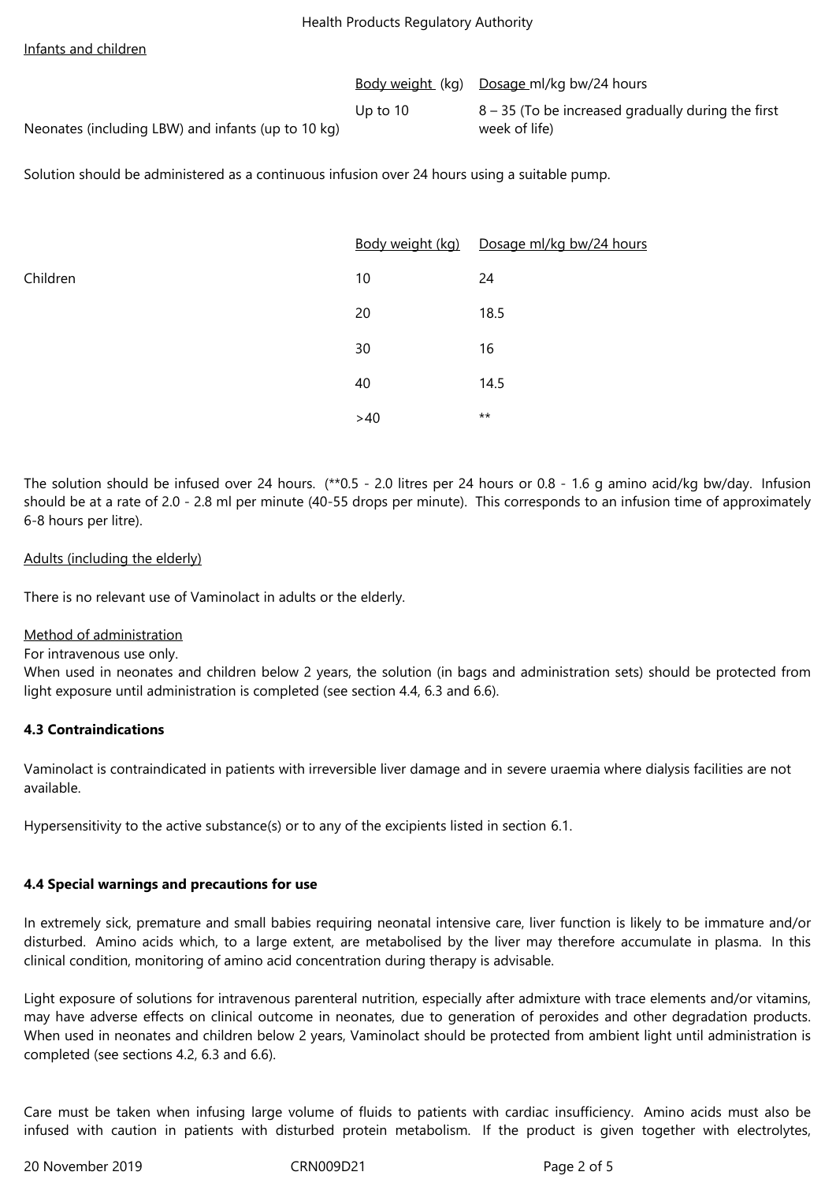Infants and children

| | Body weight (kg) | Dosage ml/kg bw/24 hours |
|---|---|---|
| Neonates (including LBW) and infants (up to 10 kg) | Up to 10 | 8 – 35 (To be increased gradually during the first week of life) |

Solution should be administered as a continuous infusion over 24 hours using a suitable pump.

| | Body weight (kg) | Dosage ml/kg bw/24 hours |
|---|---|---|
| Children | 10 | 24 |
| | 20 | 18.5 |
| | 30 | 16 |
| | 40 | 14.5 |
| | >40 | ** |

The solution should be infused over 24 hours. (**0.5 - 2.0 litres per 24 hours or 0.8 - 1.6 g amino acid/kg bw/day. Infusion should be at a rate of 2.0 - 2.8 ml per minute (40-55 drops per minute). This corresponds to an infusion time of approximately 6-8 hours per litre).

Adults (including the elderly)

There is no relevant use of Vaminolact in adults or the elderly.

Method of administration

For intravenous use only.

When used in neonates and children below 2 years, the solution (in bags and administration sets) should be protected from light exposure until administration is completed (see section 4.4, 6.3 and 6.6).

### 4.3 Contraindications

Vaminolact is contraindicated in patients with irreversible liver damage and in severe uraemia where dialysis facilities are not available.

Hypersensitivity to the active substance(s) or to any of the excipients listed in section 6.1.

### 4.4 Special warnings and precautions for use

In extremely sick, premature and small babies requiring neonatal intensive care, liver function is likely to be immature and/or disturbed. Amino acids which, to a large extent, are metabolised by the liver may therefore accumulate in plasma. In this clinical condition, monitoring of amino acid concentration during therapy is advisable.

Light exposure of solutions for intravenous parenteral nutrition, especially after admixture with trace elements and/or vitamins, may have adverse effects on clinical outcome in neonates, due to generation of peroxides and other degradation products. When used in neonates and children below 2 years, Vaminolact should be protected from ambient light until administration is completed (see sections 4.2, 6.3 and 6.6).

Care must be taken when infusing large volume of fluids to patients with cardiac insufficiency. Amino acids must also be infused with caution in patients with disturbed protein metabolism. If the product is given together with electrolytes,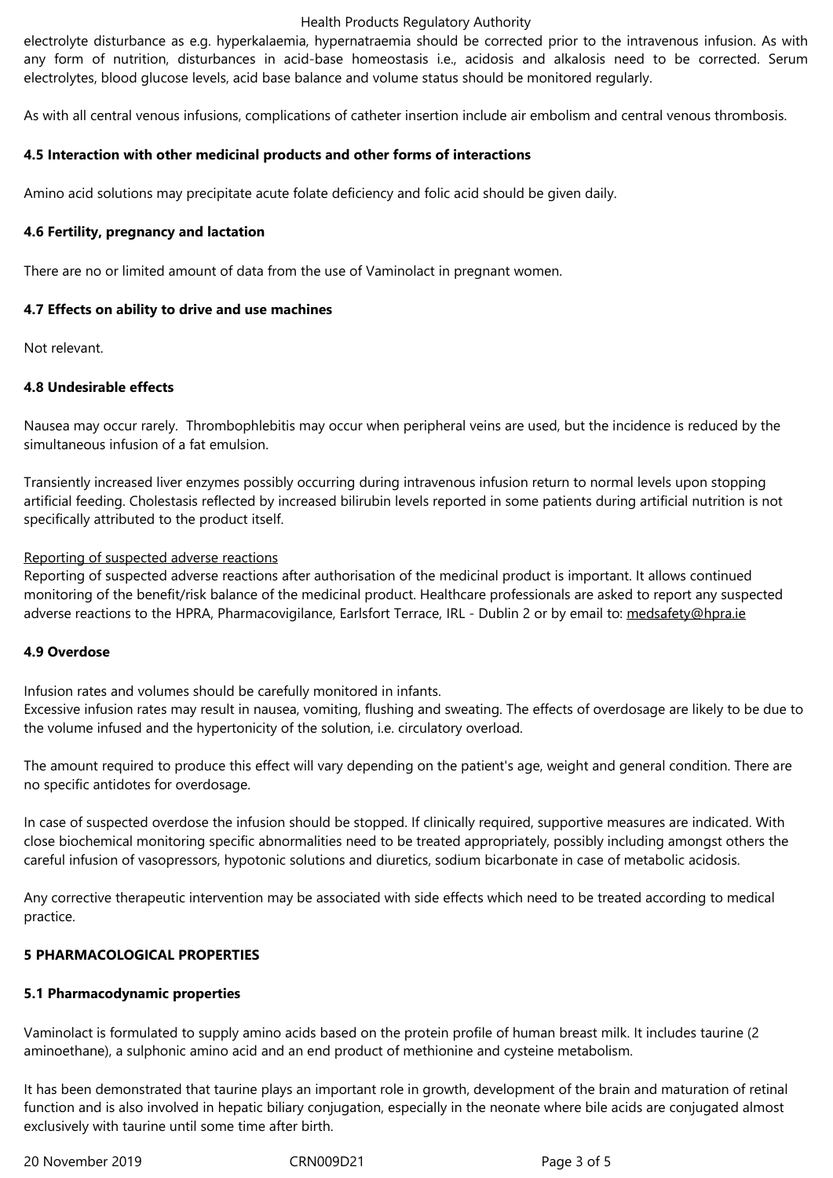electrolyte disturbance as e.g. hyperkalaemia, hypernatraemia should be corrected prior to the intravenous infusion. As with any form of nutrition, disturbances in acid-base homeostasis i.e., acidosis and alkalosis need to be corrected. Serum electrolytes, blood glucose levels, acid base balance and volume status should be monitored regularly.

As with all central venous infusions, complications of catheter insertion include air embolism and central venous thrombosis.

### 4.5 Interaction with other medicinal products and other forms of interactions

Amino acid solutions may precipitate acute folate deficiency and folic acid should be given daily.

### 4.6 Fertility, pregnancy and lactation

There are no or limited amount of data from the use of Vaminolact in pregnant women.

### 4.7 Effects on ability to drive and use machines

Not relevant.

### 4.8 Undesirable effects

Nausea may occur rarely. Thrombophlebitis may occur when peripheral veins are used, but the incidence is reduced by the simultaneous infusion of a fat emulsion.

Transiently increased liver enzymes possibly occurring during intravenous infusion return to normal levels upon stopping artificial feeding. Cholestasis reflected by increased bilirubin levels reported in some patients during artificial nutrition is not specifically attributed to the product itself.

Reporting of suspected adverse reactions

Reporting of suspected adverse reactions after authorisation of the medicinal product is important. It allows continued monitoring of the benefit/risk balance of the medicinal product. Healthcare professionals are asked to report any suspected adverse reactions to the HPRA, Pharmacovigilance, Earlsfort Terrace, IRL - Dublin 2 or by email to: medsafety@hpra.ie

### 4.9 Overdose

Infusion rates and volumes should be carefully monitored in infants.
Excessive infusion rates may result in nausea, vomiting, flushing and sweating. The effects of overdosage are likely to be due to the volume infused and the hypertonicity of the solution, i.e. circulatory overload.

The amount required to produce this effect will vary depending on the patient's age, weight and general condition. There are no specific antidotes for overdosage.

In case of suspected overdose the infusion should be stopped. If clinically required, supportive measures are indicated. With close biochemical monitoring specific abnormalities need to be treated appropriately, possibly including amongst others the careful infusion of vasopressors, hypotonic solutions and diuretics, sodium bicarbonate in case of metabolic acidosis.

Any corrective therapeutic intervention may be associated with side effects which need to be treated according to medical practice.

## 5 PHARMACOLOGICAL PROPERTIES

### 5.1 Pharmacodynamic properties

Vaminolact is formulated to supply amino acids based on the protein profile of human breast milk. It includes taurine (2 aminoethane), a sulphonic amino acid and an end product of methionine and cysteine metabolism.

It has been demonstrated that taurine plays an important role in growth, development of the brain and maturation of retinal function and is also involved in hepatic biliary conjugation, especially in the neonate where bile acids are conjugated almost exclusively with taurine until some time after birth.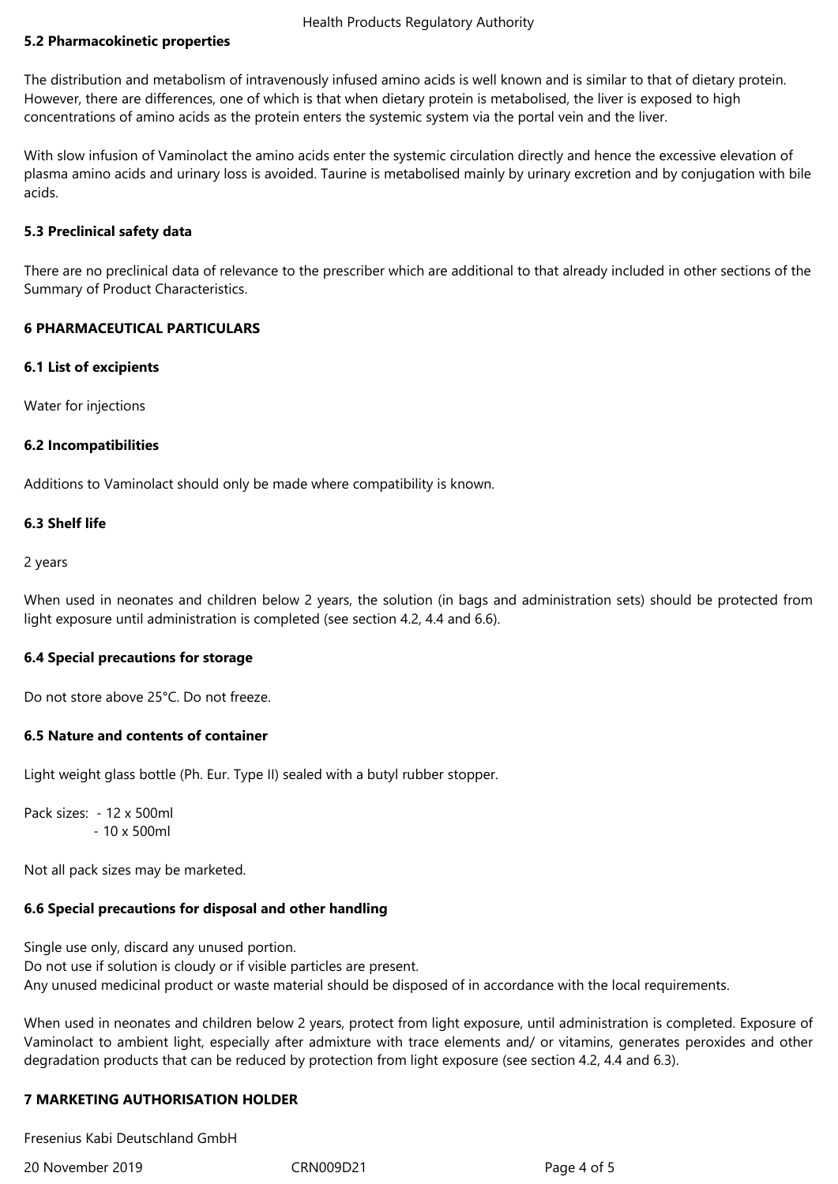### 5.2 Pharmacokinetic properties

The distribution and metabolism of intravenously infused amino acids is well known and is similar to that of dietary protein. However, there are differences, one of which is that when dietary protein is metabolised, the liver is exposed to high concentrations of amino acids as the protein enters the systemic system via the portal vein and the liver.

With slow infusion of Vaminolact the amino acids enter the systemic circulation directly and hence the excessive elevation of plasma amino acids and urinary loss is avoided. Taurine is metabolised mainly by urinary excretion and by conjugation with bile acids.

### 5.3 Preclinical safety data

There are no preclinical data of relevance to the prescriber which are additional to that already included in other sections of the Summary of Product Characteristics.

## 6 PHARMACEUTICAL PARTICULARS

### 6.1 List of excipients

Water for injections

### 6.2 Incompatibilities

Additions to Vaminolact should only be made where compatibility is known.

### 6.3 Shelf life

2 years

When used in neonates and children below 2 years, the solution (in bags and administration sets) should be protected from light exposure until administration is completed (see section 4.2, 4.4 and 6.6).

### 6.4 Special precautions for storage

Do not store above 25°C. Do not freeze.

### 6.5 Nature and contents of container

Light weight glass bottle (Ph. Eur. Type II) sealed with a butyl rubber stopper.

Pack sizes:
- 12 x 500ml
- 10 x 500ml

Not all pack sizes may be marketed.

### 6.6 Special precautions for disposal and other handling

Single use only, discard any unused portion.
Do not use if solution is cloudy or if visible particles are present.
Any unused medicinal product or waste material should be disposed of in accordance with the local requirements.

When used in neonates and children below 2 years, protect from light exposure, until administration is completed. Exposure of Vaminolact to ambient light, especially after admixture with trace elements and/ or vitamins, generates peroxides and other degradation products that can be reduced by protection from light exposure (see section 4.2, 4.4 and 6.3).

## 7 MARKETING AUTHORISATION HOLDER

Fresenius Kabi Deutschland GmbH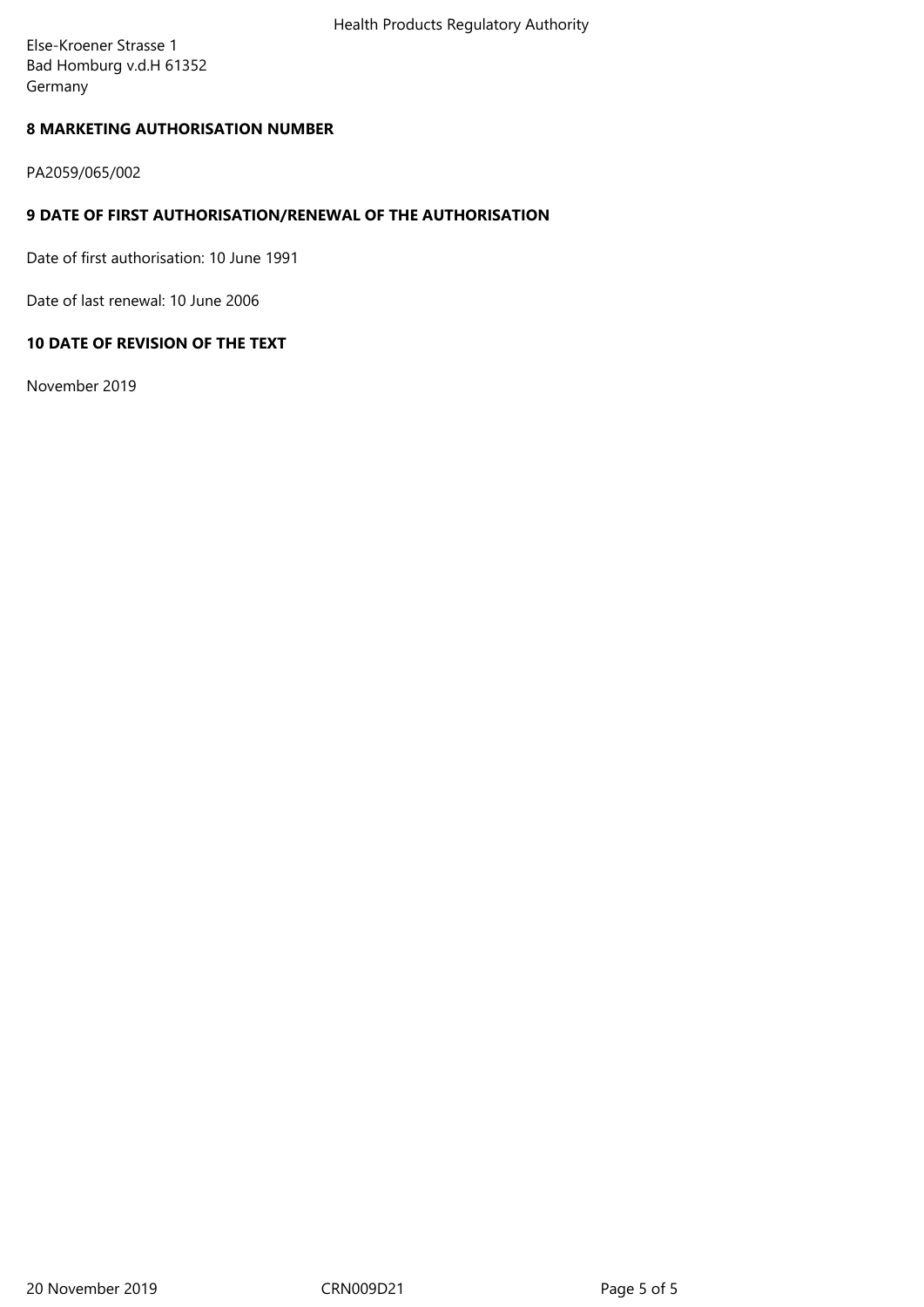Else-Kroener Strasse 1
Bad Homburg v.d.H 61352
Germany

## 8 MARKETING AUTHORISATION NUMBER

PA2059/065/002

## 9 DATE OF FIRST AUTHORISATION/RENEWAL OF THE AUTHORISATION

Date of first authorisation: 10 June 1991

Date of last renewal: 10 June 2006

## 10 DATE OF REVISION OF THE TEXT

November 2019